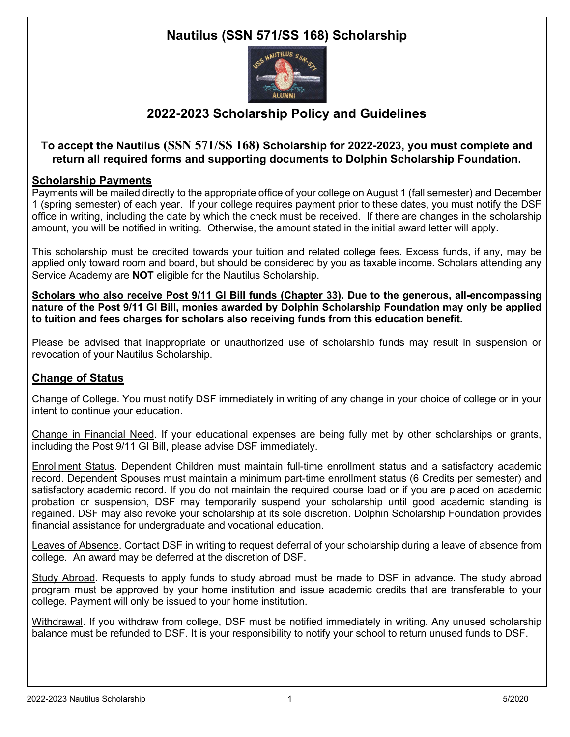# Nautilus (SSN 571/SS 168) Scholarship

## 2022-2023 Scholarship Policy and Guidelines

**To accept the Nautilus (SSN 571/SS 168) Scholarship for 2022-2023, you must complete and return all required forms and supporting documents to Dolphin Scholarship Foundation.**

### Scholarship Payments

Payments will be mailed directly to the appropriate office of your college on August 1 (fall semester) and December 1 (spring semester) of each year. If your college requires payment prior to these dates, you must notify the DSF office in writing, including the date by which the check must be received. If there are changes in the scholarship amount, you will be notified in writing. Otherwise, the amount stated in the initial award letter will apply.

This scholarship must be credited towards your tuition and related college fees. Excess funds, if any, may be applied only toward room and board, but should be considered by you as taxable income. Scholars attending any Service Academy are **NOT** eligible for the Nautilus Scholarship.

**Scholars who also receive Post 9/11 GI Bill funds (Chapter 33). Due to the generous, all-encompassing nature of the Post 9/11 GI Bill, monies awarded by Dolphin Scholarship Foundation may only be applied to tuition and fees charges for scholars also receiving funds from this education benefit.**

Please be advised that inappropriate or unauthorized use of scholarship funds may result in suspension or revocation of your Nautilus Scholarship.

### Change of Status

Change of College. You must notify DSF immediately in writing of any change in your choice of college or in your intent to continue your education.

Change in Financial Need. If your educational expenses are being fully met by other scholarships or grants, including the Post 9/11 GI Bill, please advise DSF immediately.

Enrollment Status. Dependent Children must maintain full-time enrollment status and a satisfactory academic record. Dependent Spouses must maintain a minimum part-time enrollment status (6 Credits per semester) and satisfactory academic record. If you do not maintain the required course load or if you are placed on academic probation or suspension, DSF may temporarily suspend your scholarship until good academic standing is regained. DSF may also revoke your scholarship at its sole discretion. Dolphin Scholarship Foundation provides financial assistance for undergraduate and vocational education.

Leaves of Absence. Contact DSF in writing to request deferral of your scholarship during a leave of absence from college. An award may be deferred at the discretion of DSF.

Study Abroad. Requests to apply funds to study abroad must be made to DSF in advance. The study abroad program must be approved by your home institution and issue academic credits that are transferable to your college. Payment will only be issued to your home institution.

Withdrawal. If you withdraw from college, DSF must be notified immediately in writing. Any unused scholarship balance must be refunded to DSF. It is your responsibility to notify your school to return unused funds to DSF.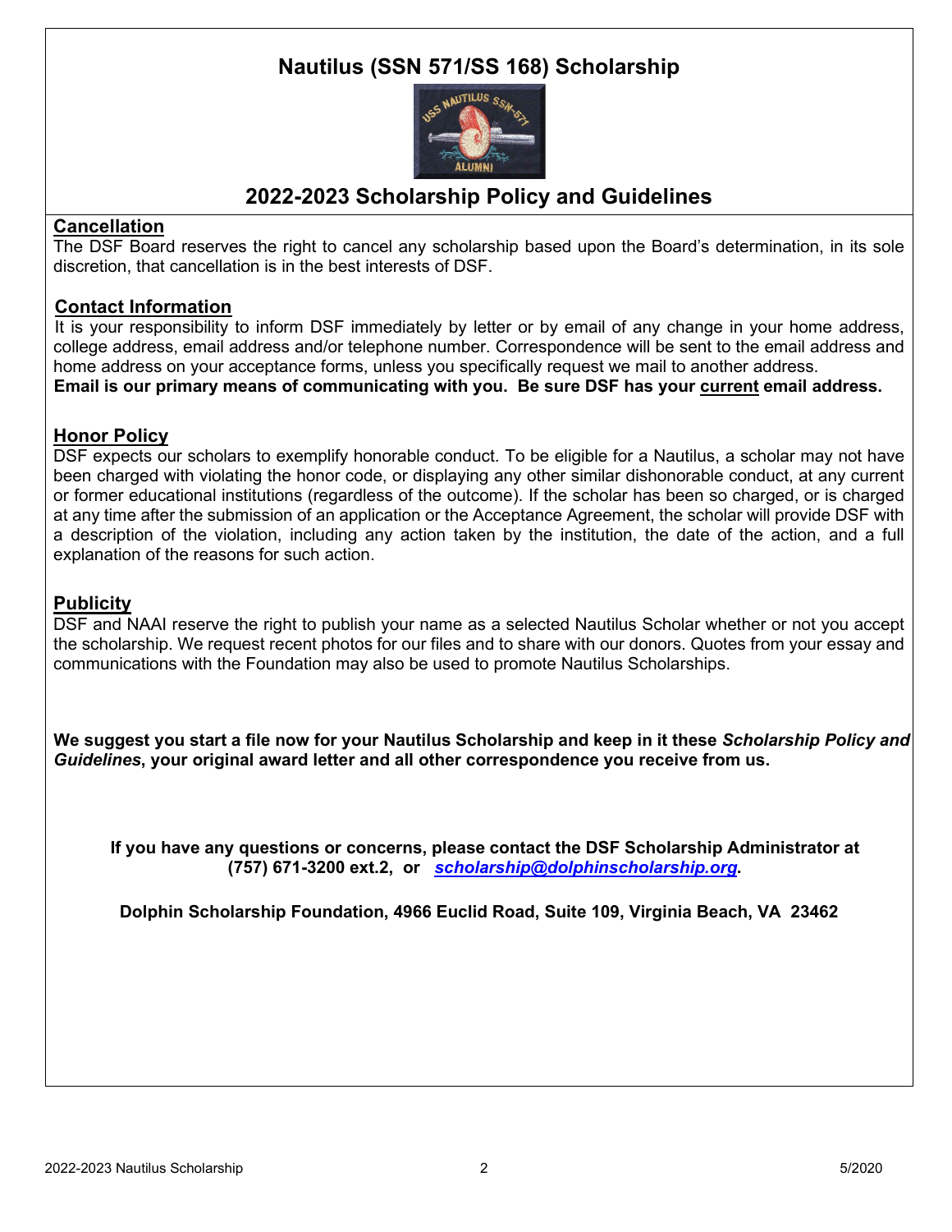# Nautilus (SSN 571/SS 168) Scholarship

## 2022-2023 Scholarship Policy and Guidelines

### Cancellation

The DSF Board reserves the right to cancel any scholarship based upon the Board's determination, in its sole discretion, that cancellation is in the best interests of DSF.

### Contact Information

It is your responsibility to inform DSF immediately by letter or by email of any change in your home address, college address, email address and/or telephone number. Correspondence will be sent to the email address and home address on your acceptance forms, unless you specifically request we mail to another address.

**Email is our primary means of communicating with you. Be sure DSF has your current email address.**

### Honor Policy

DSF expects our scholars to exemplify honorable conduct. To be eligible for a Nautilus, a scholar may not have been charged with violating the honor code, or displaying any other similar dishonorable conduct, at any current or former educational institutions (regardless of the outcome). If the scholar has been so charged, or is charged at any time after the submission of an application or the Acceptance Agreement, the scholar will provide DSF with a description of the violation, including any action taken by the institution, the date of the action, and a full explanation of the reasons for such action.

### Publicity

DSF and NAAI reserve the right to publish your name as a selected Nautilus Scholar whether or not you accept the scholarship. We request recent photos for our files and to share with our donors. Quotes from your essay and communications with the Foundation may also be used to promote Nautilus Scholarships.

**We suggest you start a file now for your Nautilus Scholarship and keep in it these *Scholarship Policy and Guidelines*, your original award letter and all other correspondence you receive from us.**

**If you have any questions or concerns, please contact the DSF Scholarship Administrator at (757) 671-3200 ext.2, or *scholarship@dolphinscholarship.org*.**

**Dolphin Scholarship Foundation, 4966 Euclid Road, Suite 109, Virginia Beach, VA 23462**